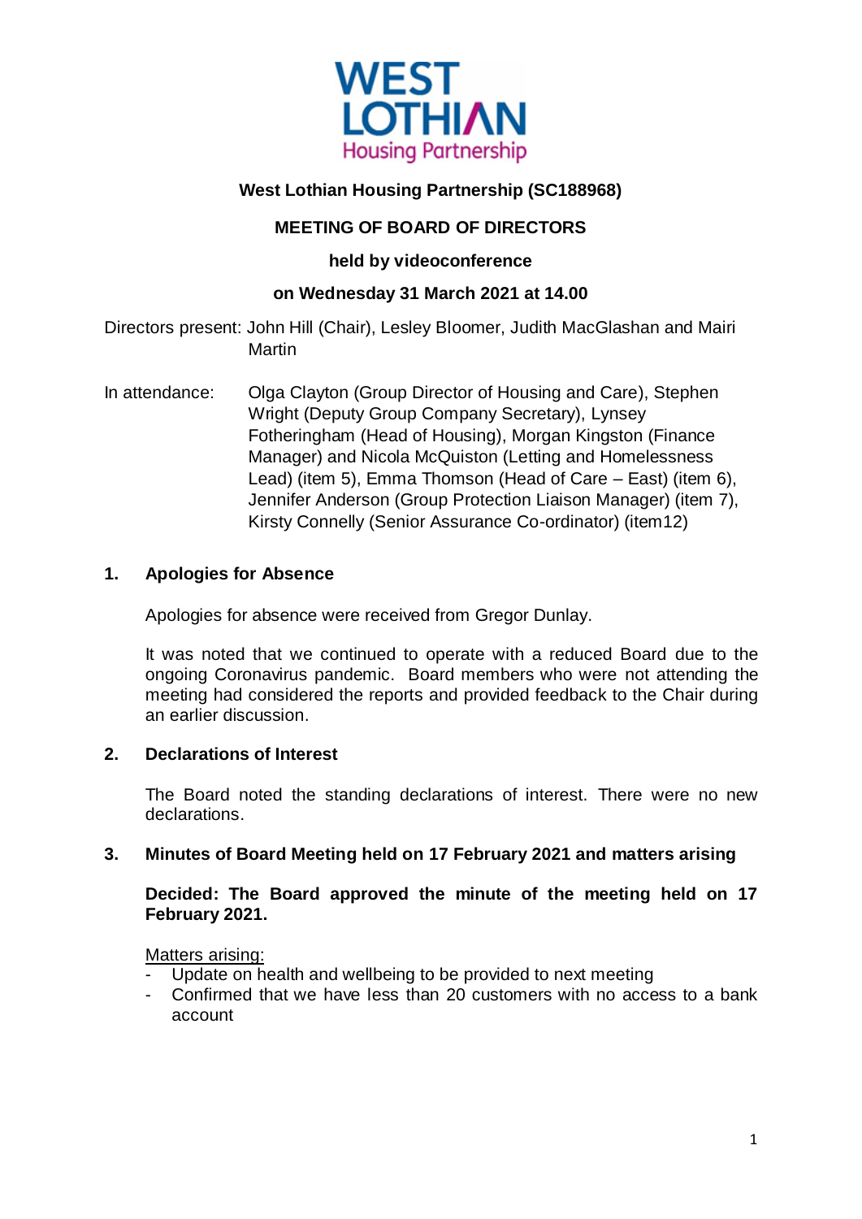**West Lothian Housing Partnership (SC188968)**

**MEETING OF BOARD OF DIRECTORS**

**held by videoconference**

**on Wednesday 31 March 2021 at 14.00**

Directors present: John Hill (Chair), Lesley Bloomer, Judith MacGlashan and Mairi Martin

In attendance: Olga Clayton (Group Director of Housing and Care), Stephen Wright (Deputy Group Company Secretary), Lynsey Fotheringham (Head of Housing), Morgan Kingston (Finance Manager) and Nicola McQuiston (Letting and Homelessness Lead) (item 5), Emma Thomson (Head of Care – East) (item 6), Jennifer Anderson (Group Protection Liaison Manager) (item 7), Kirsty Connelly (Senior Assurance Co-ordinator) (item12)

## 1. Apologies for Absence

Apologies for absence were received from Gregor Dunlay.

It was noted that we continued to operate with a reduced Board due to the ongoing Coronavirus pandemic. Board members who were not attending the meeting had considered the reports and provided feedback to the Chair during an earlier discussion.

## 2. Declarations of Interest

The Board noted the standing declarations of interest. There were no new declarations.

## 3. Minutes of Board Meeting held on 17 February 2021 and matters arising

**Decided: The Board approved the minute of the meeting held on 17 February 2021.**

Matters arising:

- Update on health and wellbeing to be provided to next meeting
- Confirmed that we have less than 20 customers with no access to a bank account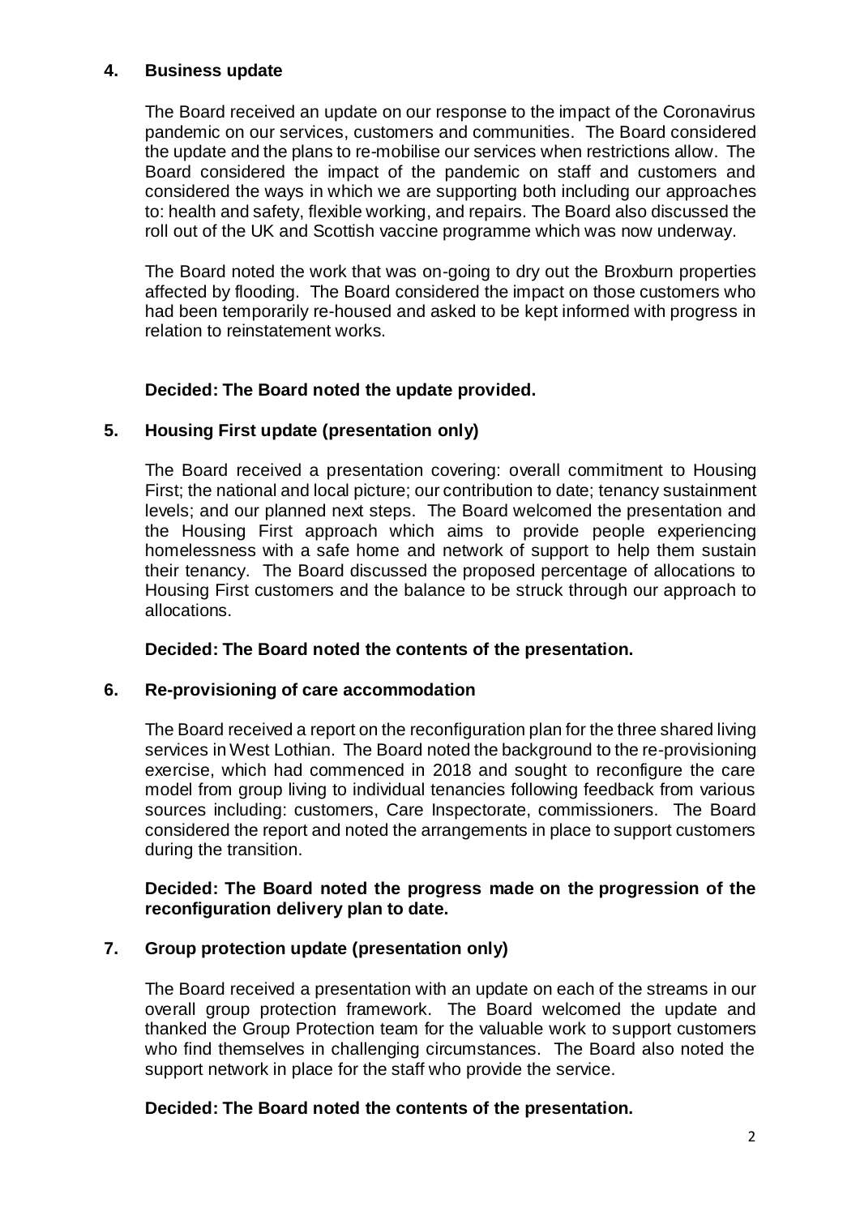## 4. Business update

The Board received an update on our response to the impact of the Coronavirus pandemic on our services, customers and communities. The Board considered the update and the plans to re-mobilise our services when restrictions allow. The Board considered the impact of the pandemic on staff and customers and considered the ways in which we are supporting both including our approaches to: health and safety, flexible working, and repairs. The Board also discussed the roll out of the UK and Scottish vaccine programme which was now underway.

The Board noted the work that was on-going to dry out the Broxburn properties affected by flooding. The Board considered the impact on those customers who had been temporarily re-housed and asked to be kept informed with progress in relation to reinstatement works.

**Decided: The Board noted the update provided.**

## 5. Housing First update (presentation only)

The Board received a presentation covering: overall commitment to Housing First; the national and local picture; our contribution to date; tenancy sustainment levels; and our planned next steps. The Board welcomed the presentation and the Housing First approach which aims to provide people experiencing homelessness with a safe home and network of support to help them sustain their tenancy. The Board discussed the proposed percentage of allocations to Housing First customers and the balance to be struck through our approach to allocations.

**Decided: The Board noted the contents of the presentation.**

## 6. Re-provisioning of care accommodation

The Board received a report on the reconfiguration plan for the three shared living services in West Lothian. The Board noted the background to the re-provisioning exercise, which had commenced in 2018 and sought to reconfigure the care model from group living to individual tenancies following feedback from various sources including: customers, Care Inspectorate, commissioners. The Board considered the report and noted the arrangements in place to support customers during the transition.

**Decided: The Board noted the progress made on the progression of the reconfiguration delivery plan to date.**

## 7. Group protection update (presentation only)

The Board received a presentation with an update on each of the streams in our overall group protection framework. The Board welcomed the update and thanked the Group Protection team for the valuable work to support customers who find themselves in challenging circumstances. The Board also noted the support network in place for the staff who provide the service.

**Decided: The Board noted the contents of the presentation.**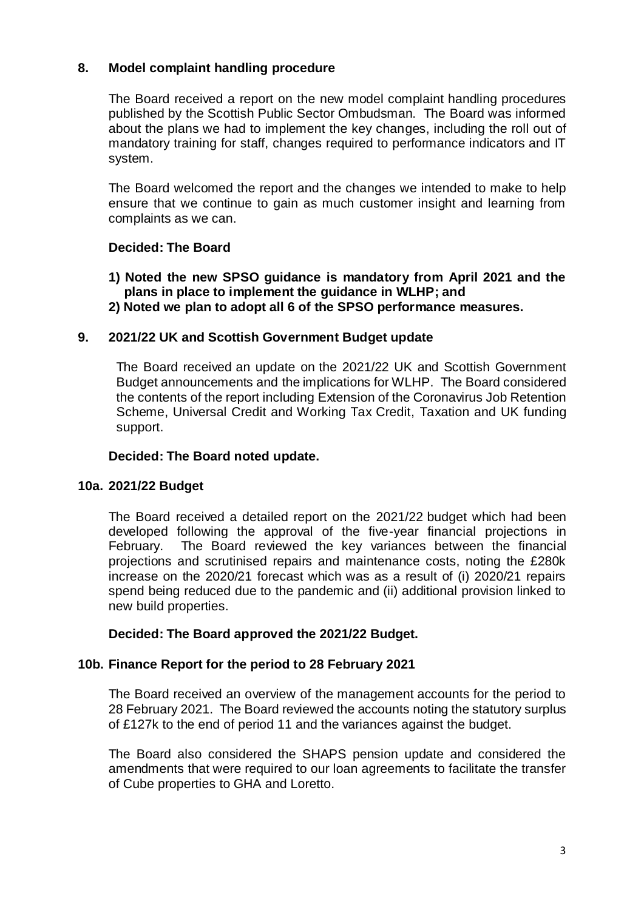## 8. Model complaint handling procedure

The Board received a report on the new model complaint handling procedures published by the Scottish Public Sector Ombudsman. The Board was informed about the plans we had to implement the key changes, including the roll out of mandatory training for staff, changes required to performance indicators and IT system.

The Board welcomed the report and the changes we intended to make to help ensure that we continue to gain as much customer insight and learning from complaints as we can.

**Decided: The Board**

1) **Noted the new SPSO guidance is mandatory from April 2021 and the plans in place to implement the guidance in WLHP; and**
2) **Noted we plan to adopt all 6 of the SPSO performance measures.**

## 9. 2021/22 UK and Scottish Government Budget update

The Board received an update on the 2021/22 UK and Scottish Government Budget announcements and the implications for WLHP. The Board considered the contents of the report including Extension of the Coronavirus Job Retention Scheme, Universal Credit and Working Tax Credit, Taxation and UK funding support.

**Decided: The Board noted update.**

## 10a. 2021/22 Budget

The Board received a detailed report on the 2021/22 budget which had been developed following the approval of the five-year financial projections in February. The Board reviewed the key variances between the financial projections and scrutinised repairs and maintenance costs, noting the £280k increase on the 2020/21 forecast which was as a result of (i) 2020/21 repairs spend being reduced due to the pandemic and (ii) additional provision linked to new build properties.

**Decided: The Board approved the 2021/22 Budget.**

## 10b. Finance Report for the period to 28 February 2021

The Board received an overview of the management accounts for the period to 28 February 2021. The Board reviewed the accounts noting the statutory surplus of £127k to the end of period 11 and the variances against the budget.

The Board also considered the SHAPS pension update and considered the amendments that were required to our loan agreements to facilitate the transfer of Cube properties to GHA and Loretto.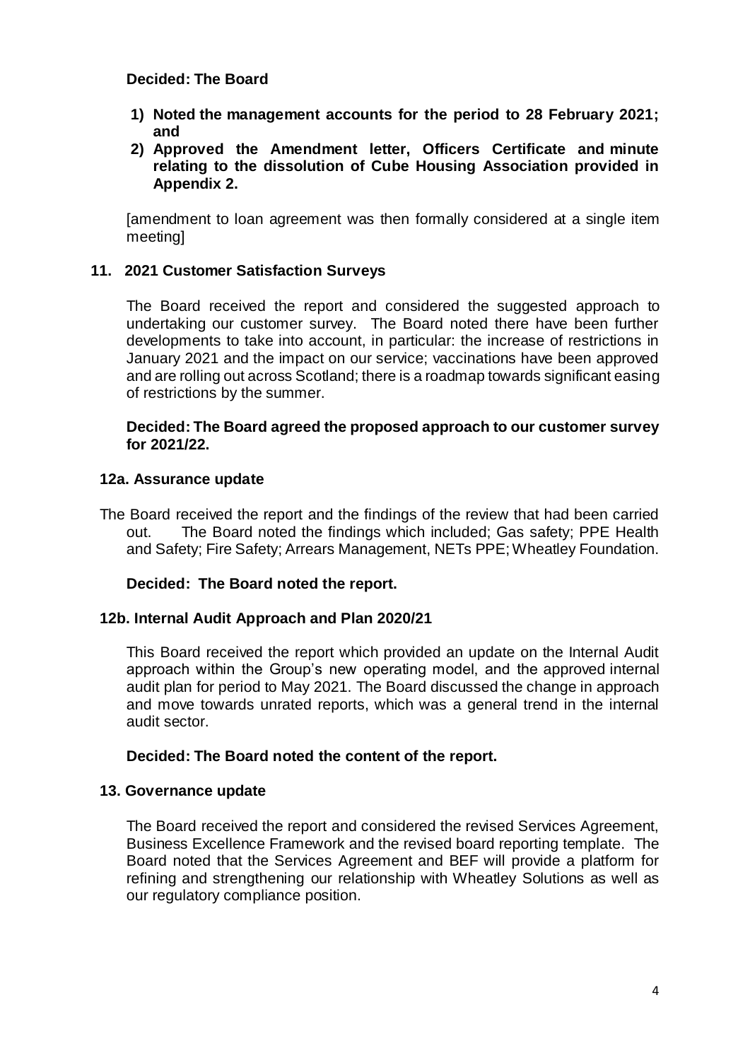**Decided: The Board**

1) **Noted the management accounts for the period to 28 February 2021; and**
2) **Approved the Amendment letter, Officers Certificate and minute relating to the dissolution of Cube Housing Association provided in Appendix 2.**

[amendment to loan agreement was then formally considered at a single item meeting]

## 11. 2021 Customer Satisfaction Surveys

The Board received the report and considered the suggested approach to undertaking our customer survey. The Board noted there have been further developments to take into account, in particular: the increase of restrictions in January 2021 and the impact on our service; vaccinations have been approved and are rolling out across Scotland; there is a roadmap towards significant easing of restrictions by the summer.

**Decided: The Board agreed the proposed approach to our customer survey for 2021/22.**

## 12a. Assurance update

The Board received the report and the findings of the review that had been carried out. The Board noted the findings which included; Gas safety; PPE Health and Safety; Fire Safety; Arrears Management, NETs PPE; Wheatley Foundation.

**Decided: The Board noted the report.**

## 12b. Internal Audit Approach and Plan 2020/21

This Board received the report which provided an update on the Internal Audit approach within the Group's new operating model, and the approved internal audit plan for period to May 2021. The Board discussed the change in approach and move towards unrated reports, which was a general trend in the internal audit sector.

**Decided: The Board noted the content of the report.**

## 13. Governance update

The Board received the report and considered the revised Services Agreement, Business Excellence Framework and the revised board reporting template. The Board noted that the Services Agreement and BEF will provide a platform for refining and strengthening our relationship with Wheatley Solutions as well as our regulatory compliance position.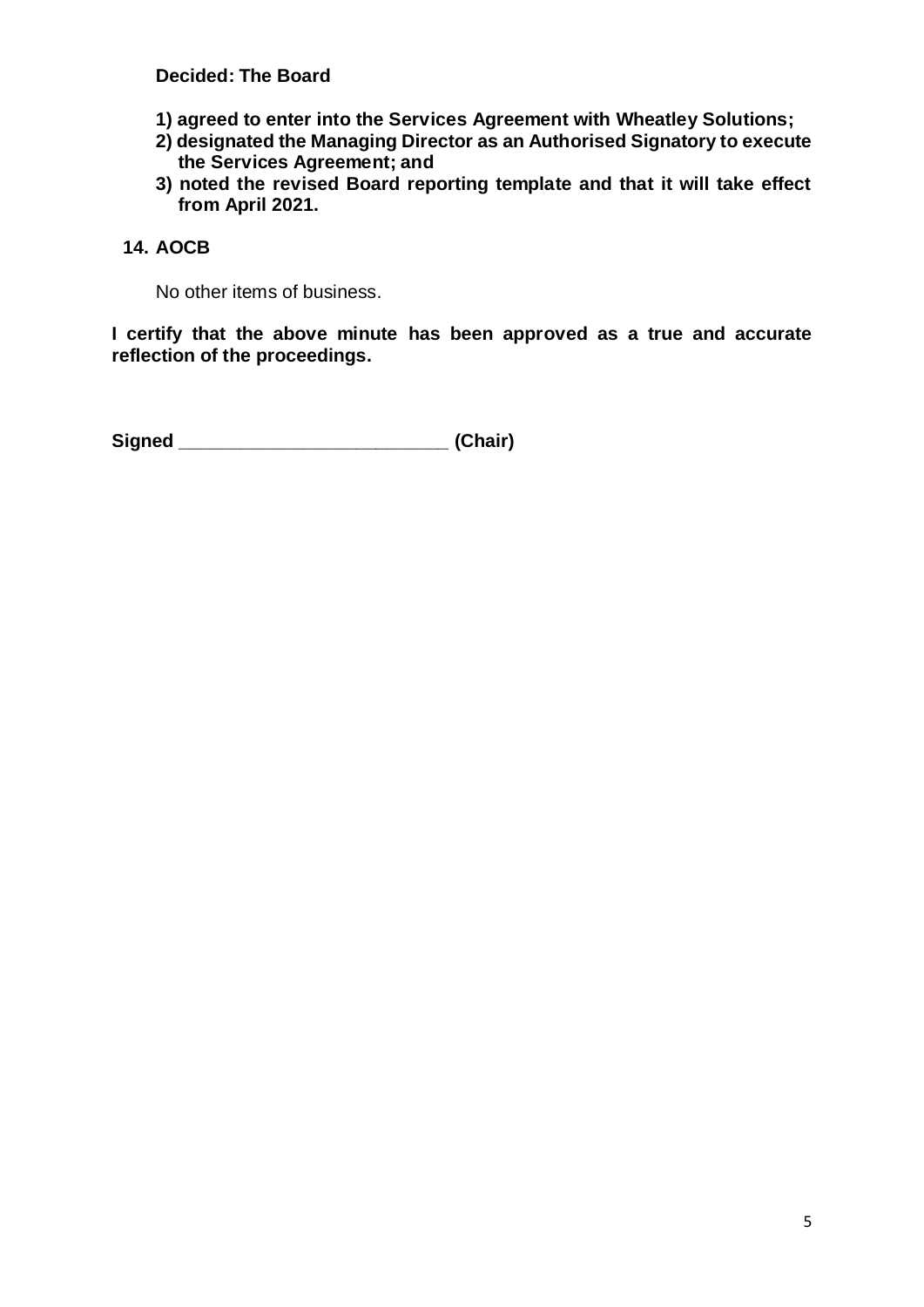**Decided: The Board**

1) **agreed to enter into the Services Agreement with Wheatley Solutions;**
2) **designated the Managing Director as an Authorised Signatory to execute the Services Agreement; and**
3) **noted the revised Board reporting template and that it will take effect from April 2021.**

## 14. AOCB

No other items of business.

**I certify that the above minute has been approved as a true and accurate reflection of the proceedings.**

**Signed \_\_\_\_\_\_\_\_\_\_\_\_\_\_\_\_\_\_\_\_\_\_\_\_\_\_ (Chair)**